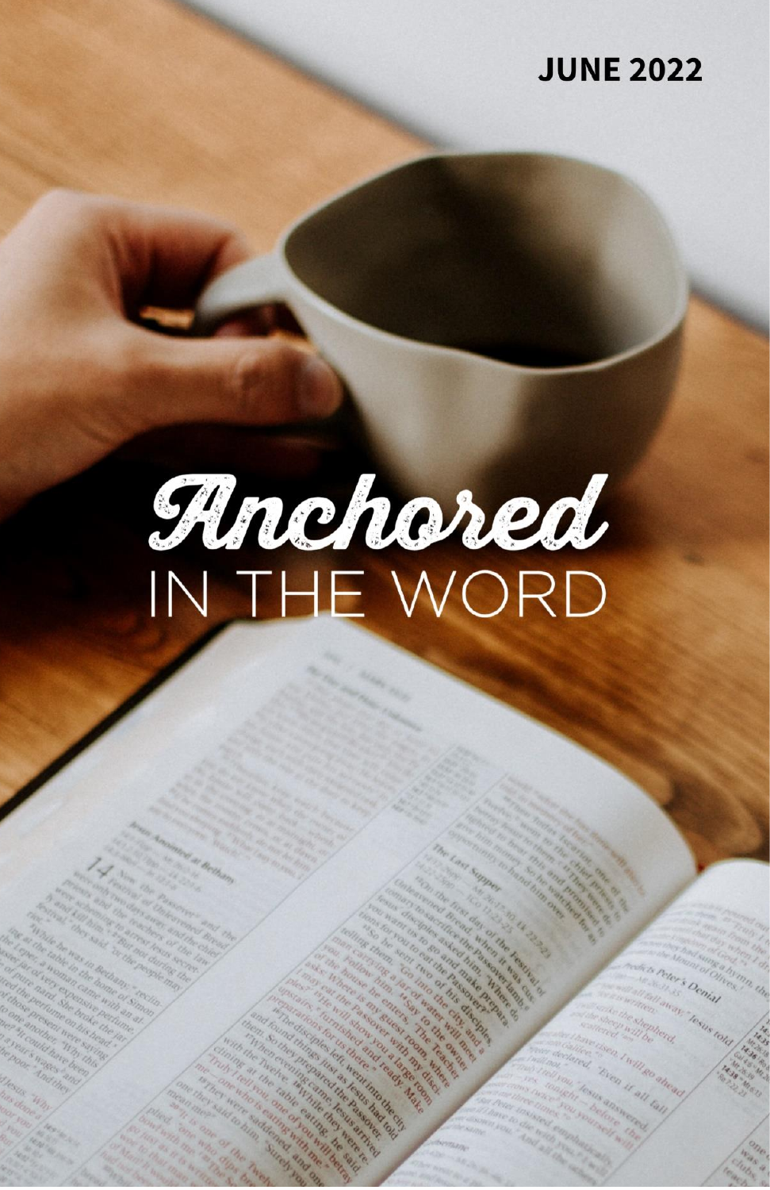JUNE 2022

# Anchored
## IN THE WORD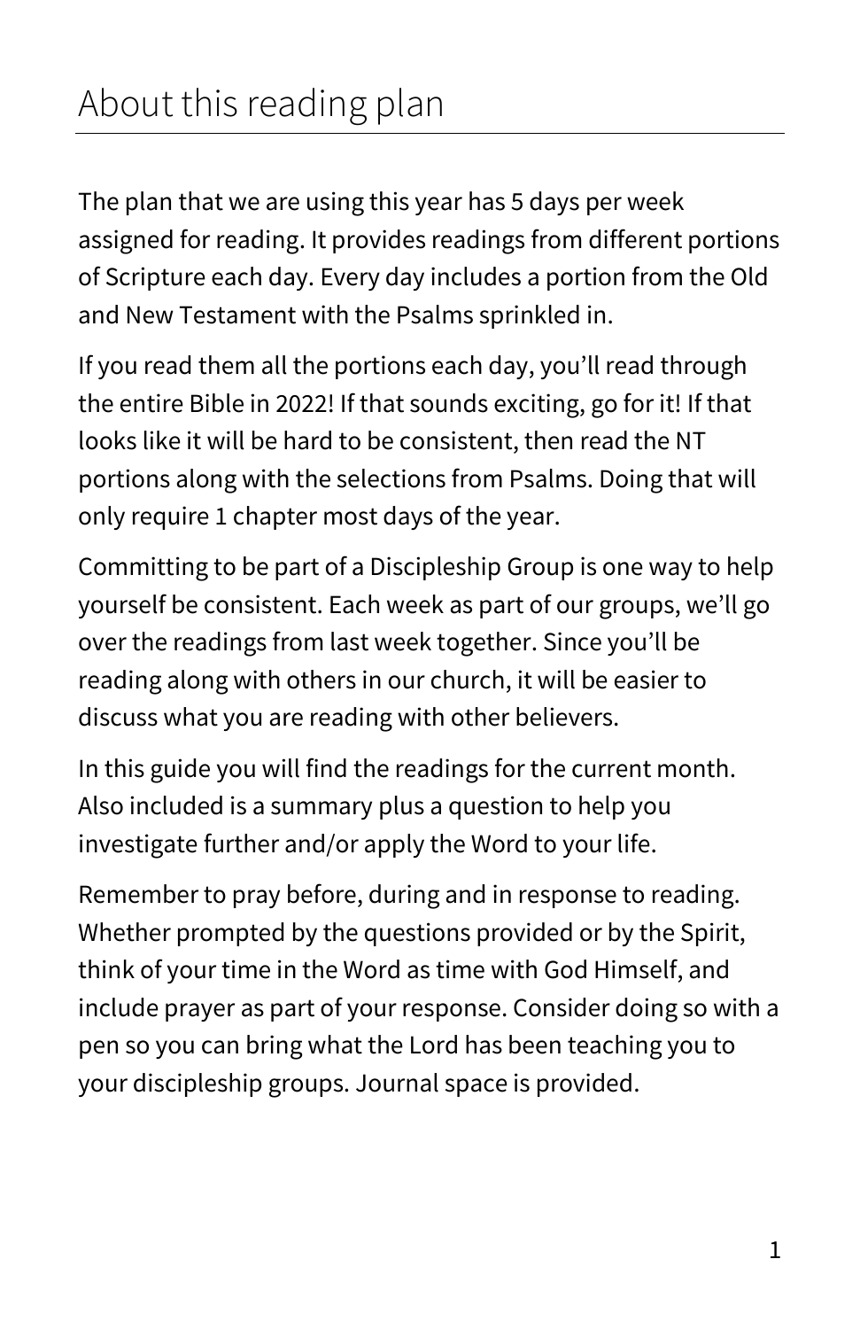# About this reading plan

The plan that we are using this year has 5 days per week assigned for reading. It provides readings from different portions of Scripture each day. Every day includes a portion from the Old and New Testament with the Psalms sprinkled in.

If you read them all the portions each day, you'll read through the entire Bible in 2022! If that sounds exciting, go for it! If that looks like it will be hard to be consistent, then read the NT portions along with the selections from Psalms. Doing that will only require 1 chapter most days of the year.

Committing to be part of a Discipleship Group is one way to help yourself be consistent. Each week as part of our groups, we'll go over the readings from last week together. Since you'll be reading along with others in our church, it will be easier to discuss what you are reading with other believers.

In this guide you will find the readings for the current month. Also included is a summary plus a question to help you investigate further and/or apply the Word to your life.

Remember to pray before, during and in response to reading. Whether prompted by the questions provided or by the Spirit, think of your time in the Word as time with God Himself, and include prayer as part of your response. Consider doing so with a pen so you can bring what the Lord has been teaching you to your discipleship groups. Journal space is provided.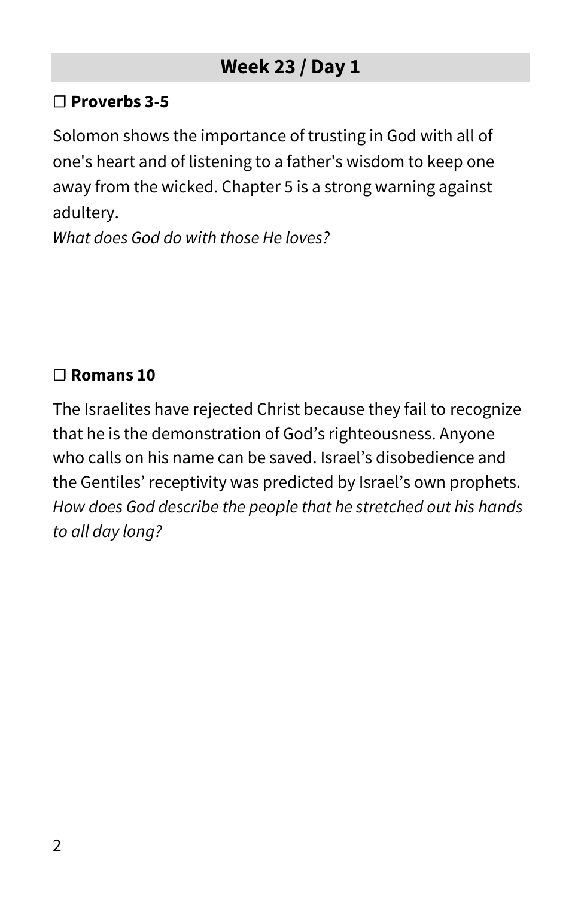## Week 23 / Day 1

### ❐ Proverbs 3-5

Solomon shows the importance of trusting in God with all of one's heart and of listening to a father's wisdom to keep one away from the wicked. Chapter 5 is a strong warning against adultery.
*What does God do with those He loves?*

### ❐ Romans 10

The Israelites have rejected Christ because they fail to recognize that he is the demonstration of God's righteousness. Anyone who calls on his name can be saved. Israel's disobedience and the Gentiles' receptivity was predicted by Israel's own prophets.
*How does God describe the people that he stretched out his hands to all day long?*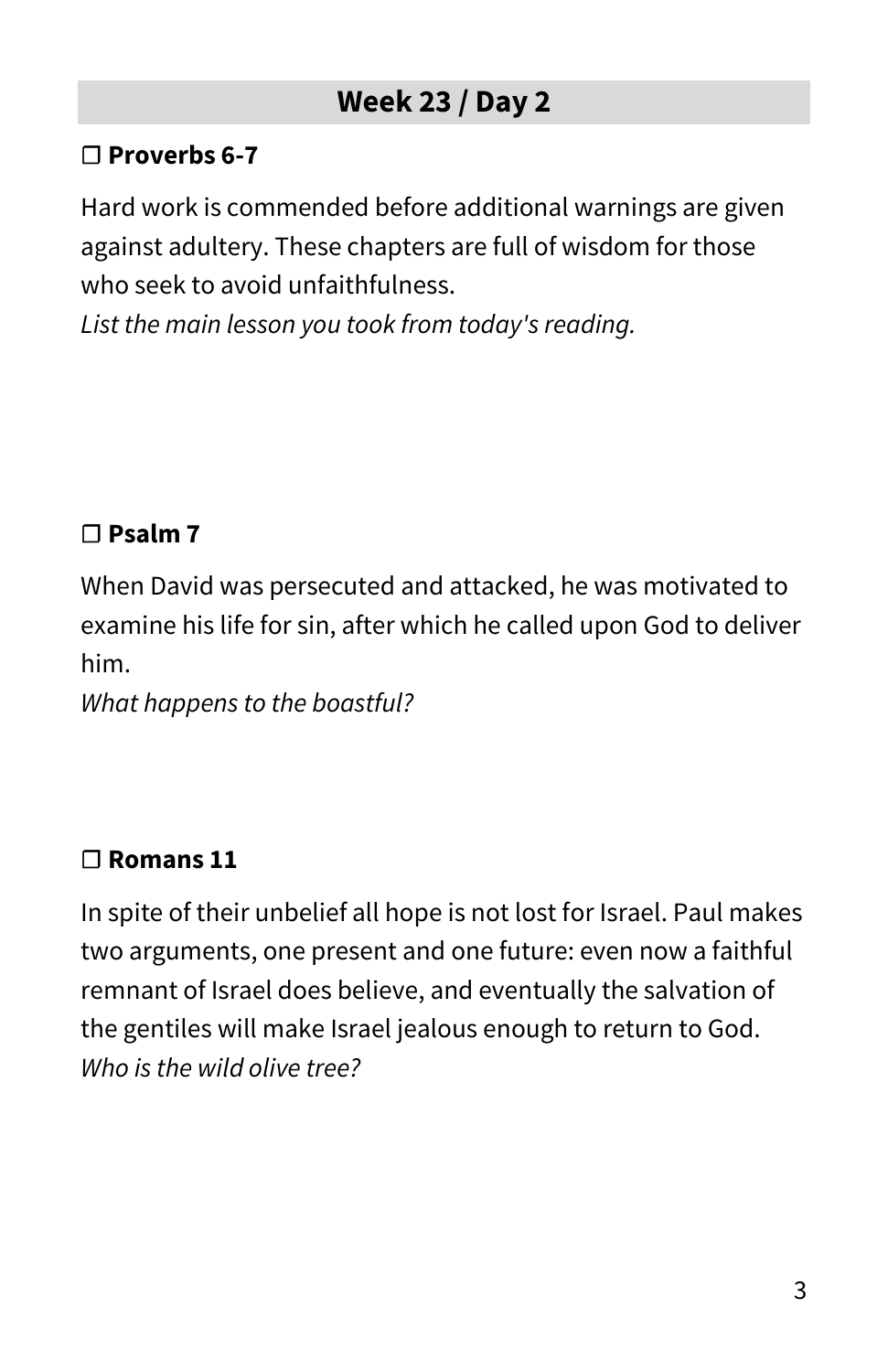## Week 23 / Day 2

### ❐ Proverbs 6-7

Hard work is commended before additional warnings are given against adultery. These chapters are full of wisdom for those who seek to avoid unfaithfulness.
*List the main lesson you took from today's reading.*

### ❐ Psalm 7

When David was persecuted and attacked, he was motivated to examine his life for sin, after which he called upon God to deliver him.
*What happens to the boastful?*

### ❐ Romans 11

In spite of their unbelief all hope is not lost for Israel. Paul makes two arguments, one present and one future: even now a faithful remnant of Israel does believe, and eventually the salvation of the gentiles will make Israel jealous enough to return to God.
*Who is the wild olive tree?*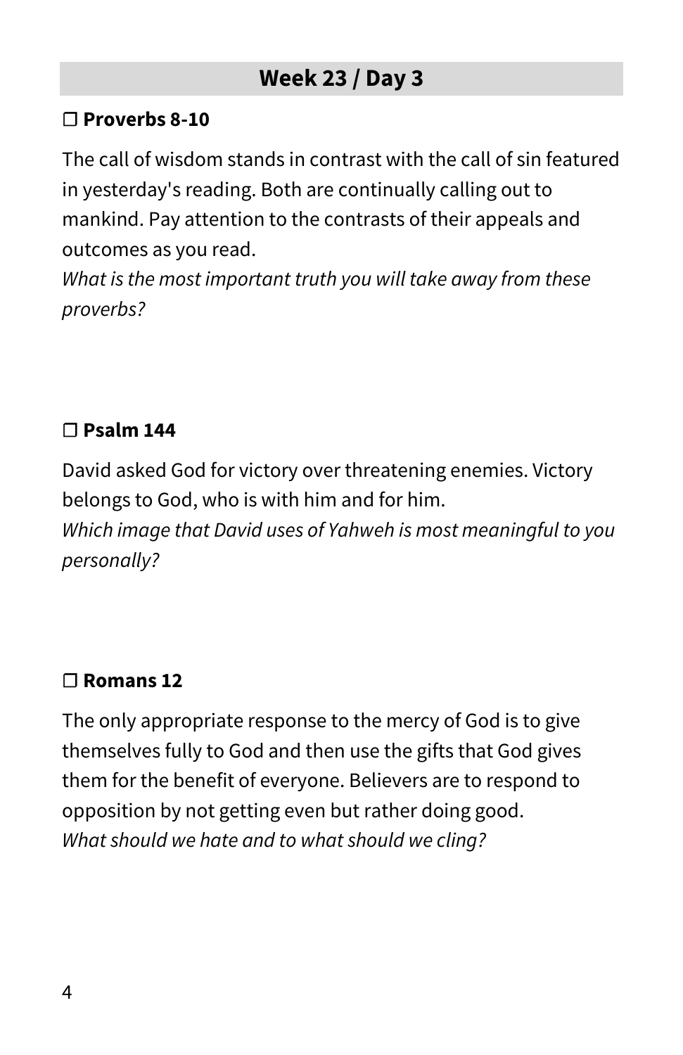## Week 23 / Day 3

❐ **Proverbs 8-10**

The call of wisdom stands in contrast with the call of sin featured in yesterday's reading. Both are continually calling out to mankind. Pay attention to the contrasts of their appeals and outcomes as you read.
*What is the most important truth you will take away from these proverbs?*

❐ **Psalm 144**

David asked God for victory over threatening enemies. Victory belongs to God, who is with him and for him.
*Which image that David uses of Yahweh is most meaningful to you personally?*

❐ **Romans 12**

The only appropriate response to the mercy of God is to give themselves fully to God and then use the gifts that God gives them for the benefit of everyone. Believers are to respond to opposition by not getting even but rather doing good.
*What should we hate and to what should we cling?*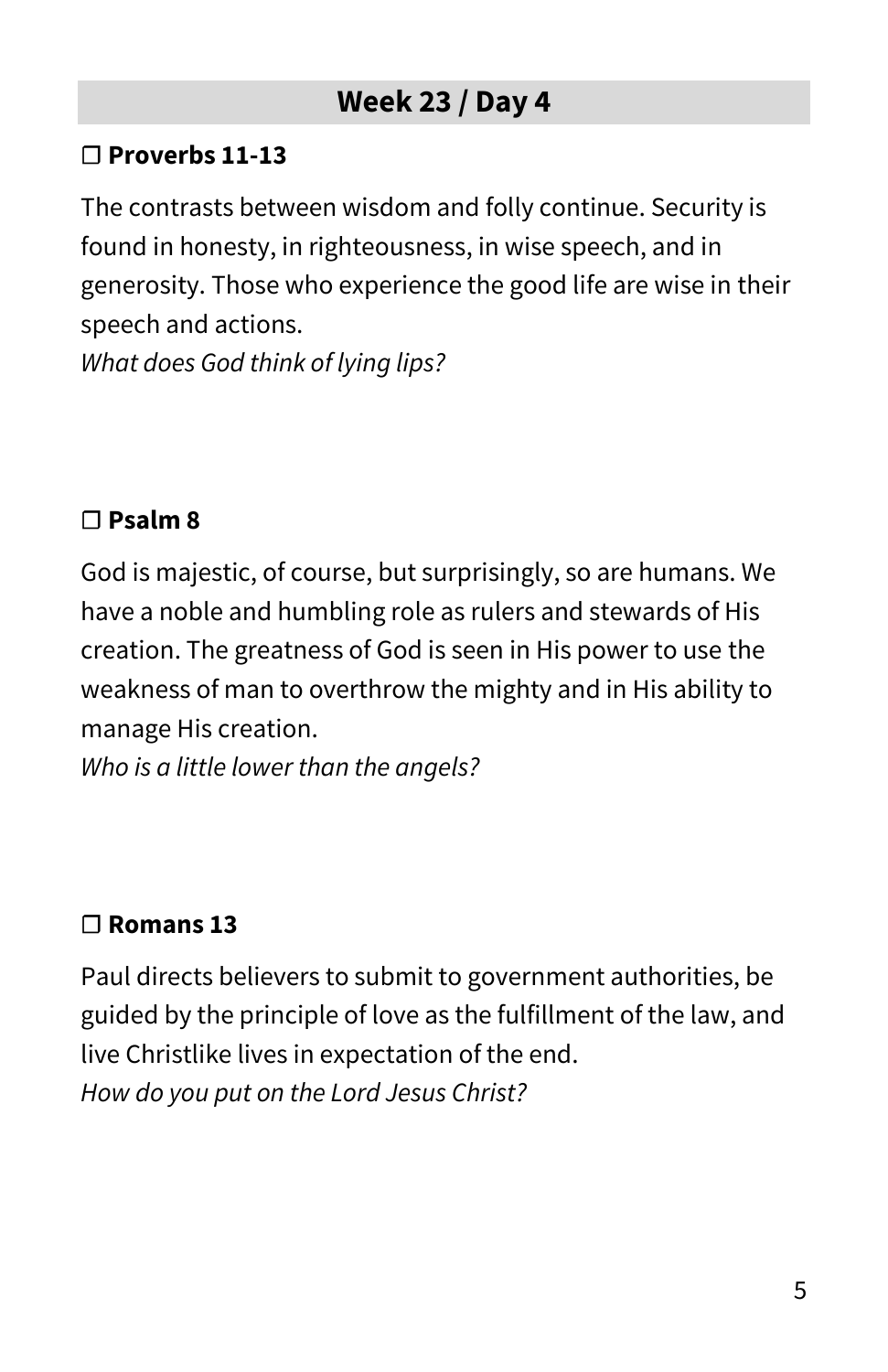## Week 23 / Day 4

❐ **Proverbs 11-13**

The contrasts between wisdom and folly continue. Security is found in honesty, in righteousness, in wise speech, and in generosity. Those who experience the good life are wise in their speech and actions.
*What does God think of lying lips?*

❐ **Psalm 8**

God is majestic, of course, but surprisingly, so are humans. We have a noble and humbling role as rulers and stewards of His creation. The greatness of God is seen in His power to use the weakness of man to overthrow the mighty and in His ability to manage His creation.
*Who is a little lower than the angels?*

❐ **Romans 13**

Paul directs believers to submit to government authorities, be guided by the principle of love as the fulfillment of the law, and live Christlike lives in expectation of the end.
*How do you put on the Lord Jesus Christ?*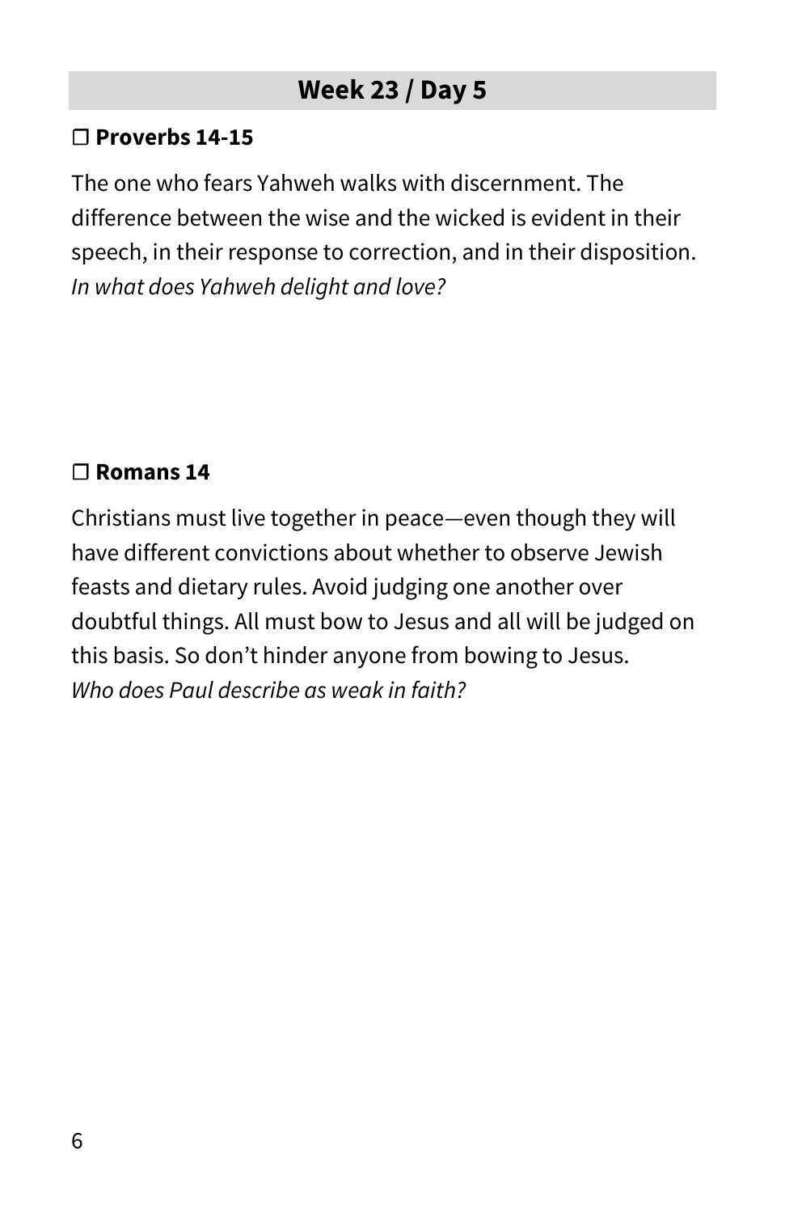## Week 23 / Day 5

❐ **Proverbs 14-15**

The one who fears Yahweh walks with discernment. The difference between the wise and the wicked is evident in their speech, in their response to correction, and in their disposition. *In what does Yahweh delight and love?*

❐ **Romans 14**

Christians must live together in peace—even though they will have different convictions about whether to observe Jewish feasts and dietary rules. Avoid judging one another over doubtful things. All must bow to Jesus and all will be judged on this basis. So don't hinder anyone from bowing to Jesus. *Who does Paul describe as weak in faith?*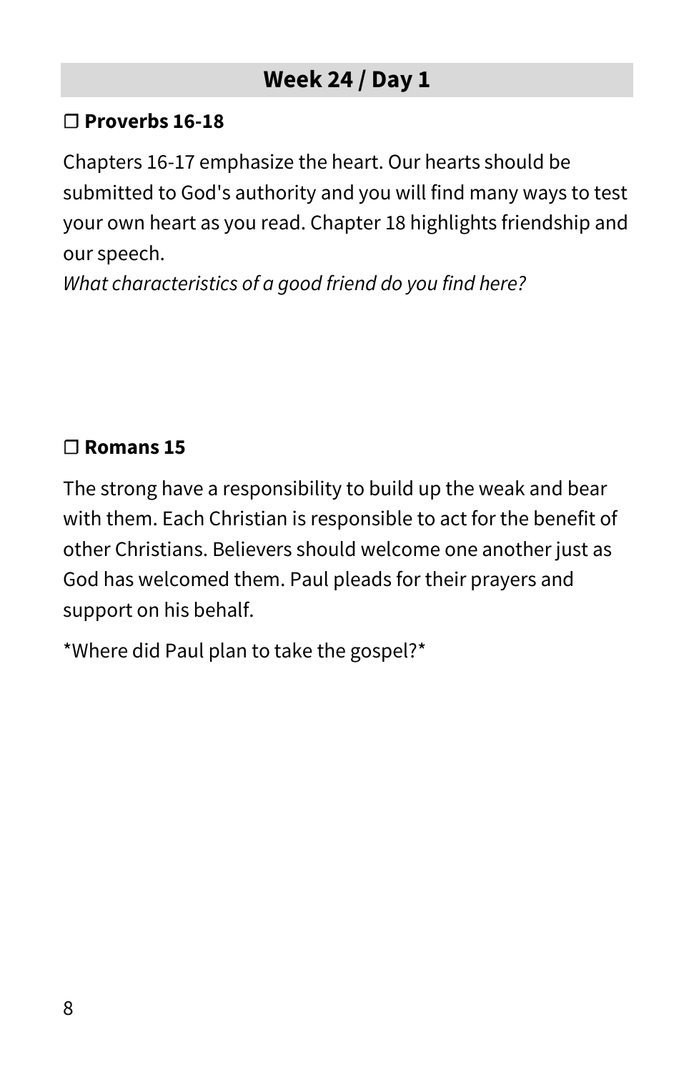## Week 24 / Day 1

☐ **Proverbs 16-18**

Chapters 16-17 emphasize the heart. Our hearts should be submitted to God's authority and you will find many ways to test your own heart as you read. Chapter 18 highlights friendship and our speech.
*What characteristics of a good friend do you find here?*

☐ **Romans 15**

The strong have a responsibility to build up the weak and bear with them. Each Christian is responsible to act for the benefit of other Christians. Believers should welcome one another just as God has welcomed them. Paul pleads for their prayers and support on his behalf.

*Where did Paul plan to take the gospel?*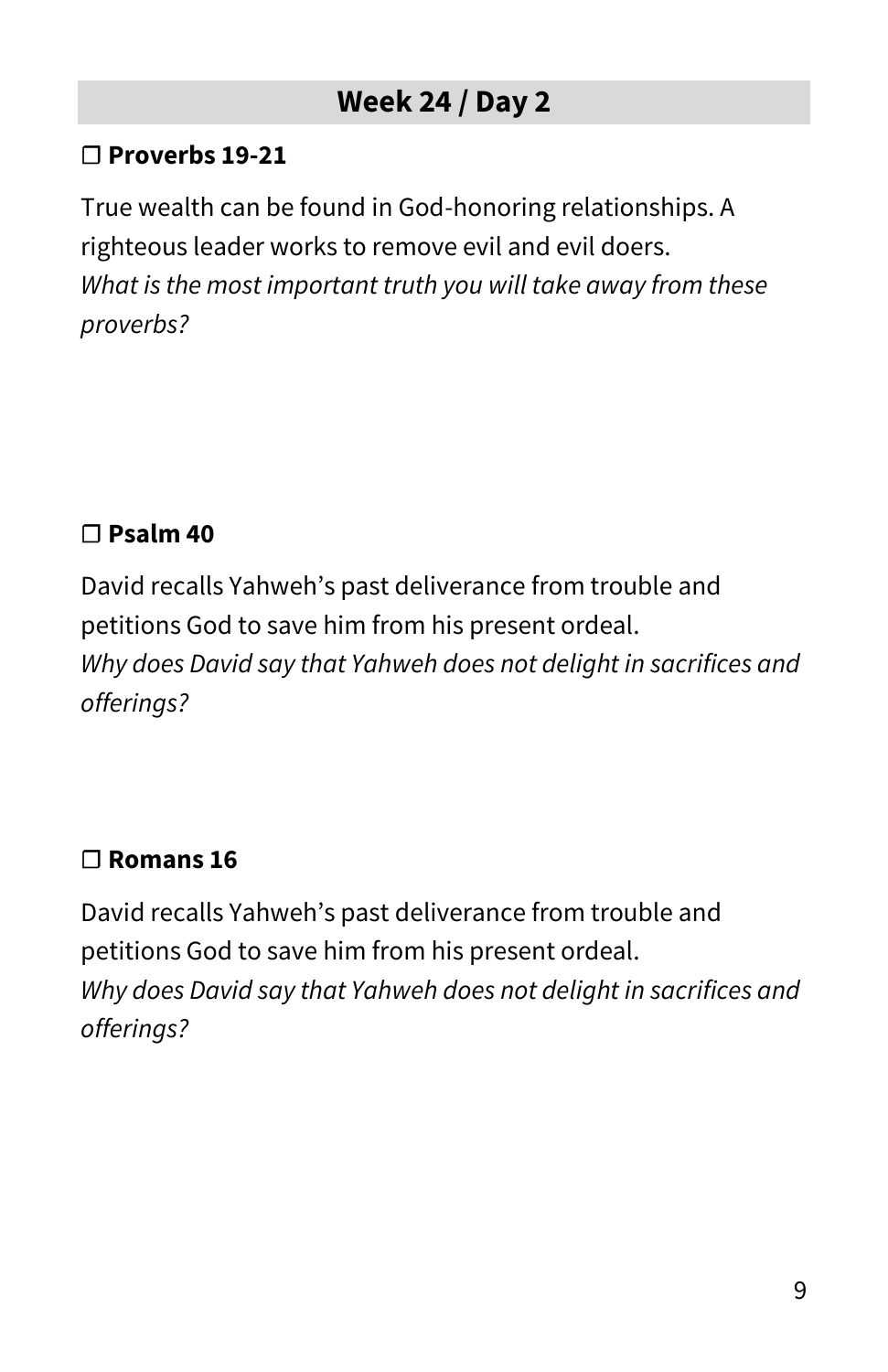## Week 24 / Day 2

❐ **Proverbs 19-21**

True wealth can be found in God-honoring relationships. A righteous leader works to remove evil and evil doers.
*What is the most important truth you will take away from these proverbs?*

❐ **Psalm 40**

David recalls Yahweh's past deliverance from trouble and petitions God to save him from his present ordeal.
*Why does David say that Yahweh does not delight in sacrifices and offerings?*

❐ **Romans 16**

David recalls Yahweh's past deliverance from trouble and petitions God to save him from his present ordeal.
*Why does David say that Yahweh does not delight in sacrifices and offerings?*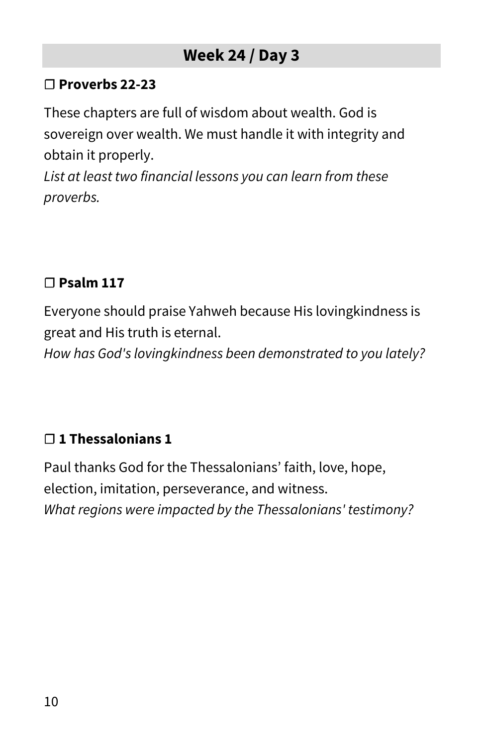## Week 24 / Day 3

❐ **Proverbs 22-23**

These chapters are full of wisdom about wealth. God is sovereign over wealth. We must handle it with integrity and obtain it properly.
*List at least two financial lessons you can learn from these proverbs.*

❐ **Psalm 117**

Everyone should praise Yahweh because His lovingkindness is great and His truth is eternal.
*How has God's lovingkindness been demonstrated to you lately?*

❐ **1 Thessalonians 1**

Paul thanks God for the Thessalonians' faith, love, hope, election, imitation, perseverance, and witness.
*What regions were impacted by the Thessalonians' testimony?*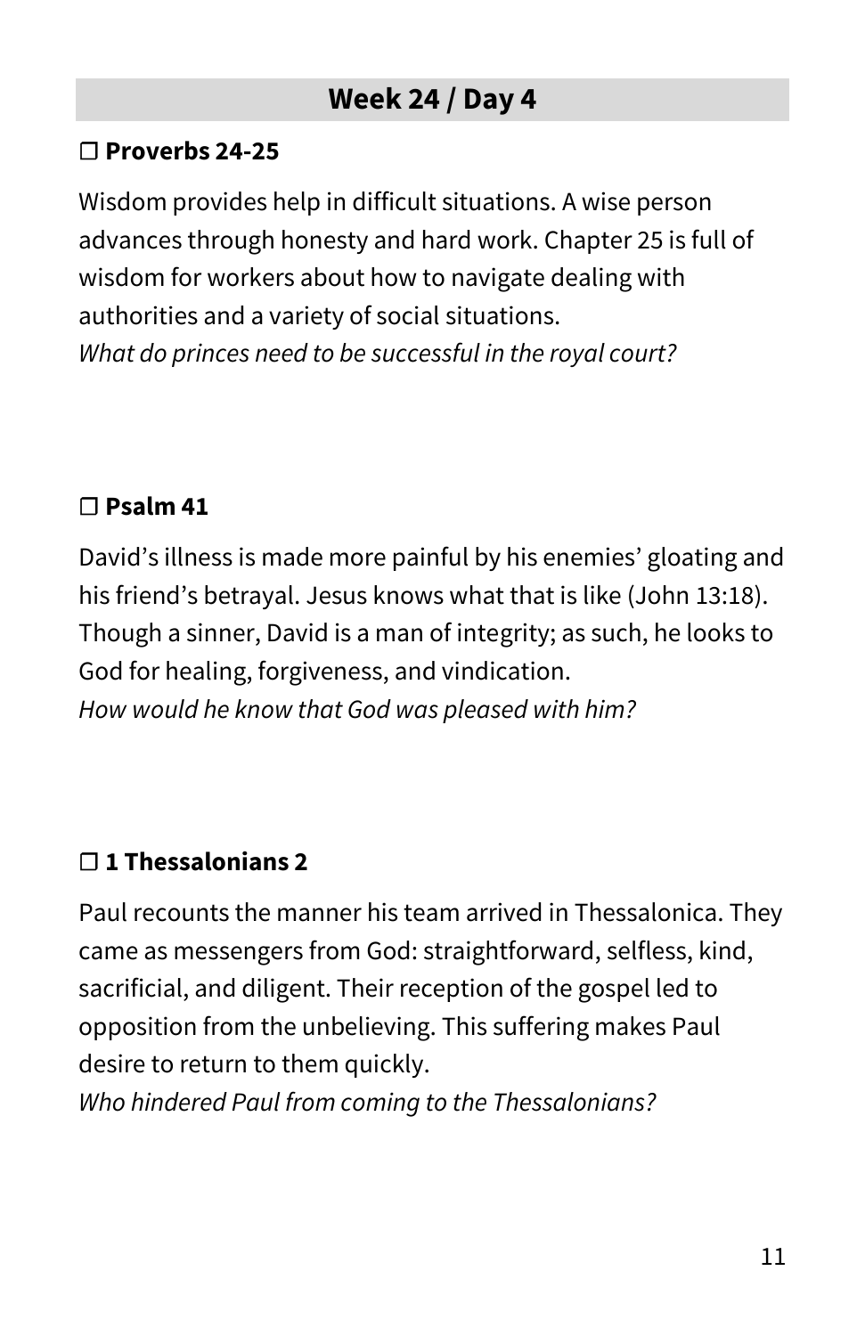## Week 24 / Day 4

### ☐ Proverbs 24-25

Wisdom provides help in difficult situations. A wise person advances through honesty and hard work. Chapter 25 is full of wisdom for workers about how to navigate dealing with authorities and a variety of social situations.
*What do princes need to be successful in the royal court?*

### ☐ Psalm 41

David's illness is made more painful by his enemies' gloating and his friend's betrayal. Jesus knows what that is like (John 13:18). Though a sinner, David is a man of integrity; as such, he looks to God for healing, forgiveness, and vindication.
*How would he know that God was pleased with him?*

### ☐ 1 Thessalonians 2

Paul recounts the manner his team arrived in Thessalonica. They came as messengers from God: straightforward, selfless, kind, sacrificial, and diligent. Their reception of the gospel led to opposition from the unbelieving. This suffering makes Paul desire to return to them quickly.
*Who hindered Paul from coming to the Thessalonians?*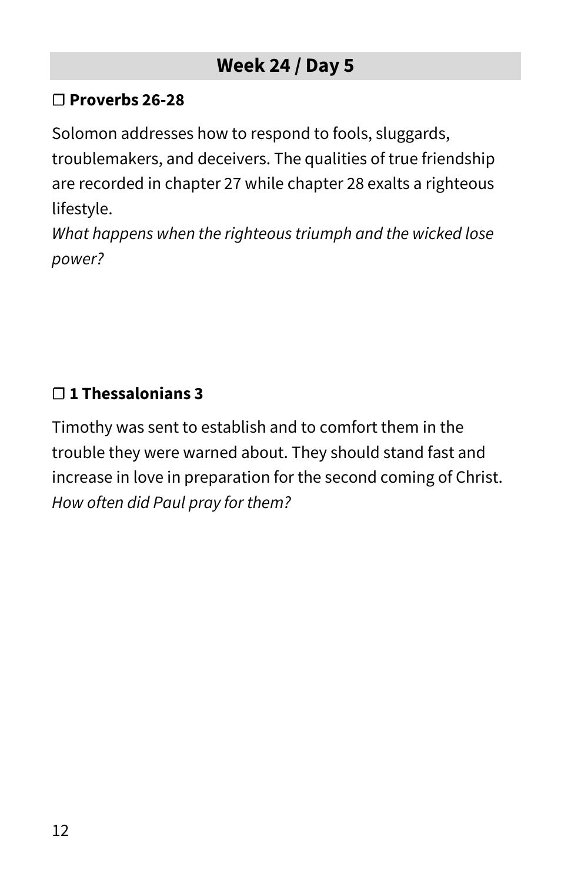## Week 24 / Day 5

☐ **Proverbs 26-28**

Solomon addresses how to respond to fools, sluggards, troublemakers, and deceivers. The qualities of true friendship are recorded in chapter 27 while chapter 28 exalts a righteous lifestyle.
*What happens when the righteous triumph and the wicked lose power?*

☐ **1 Thessalonians 3**

Timothy was sent to establish and to comfort them in the trouble they were warned about. They should stand fast and increase in love in preparation for the second coming of Christ.
*How often did Paul pray for them?*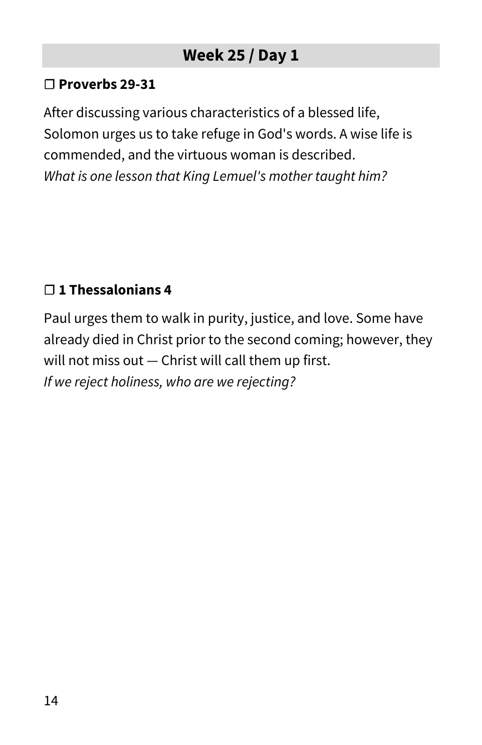## Week 25 / Day 1

**❐ Proverbs 29-31**

After discussing various characteristics of a blessed life, Solomon urges us to take refuge in God's words. A wise life is commended, and the virtuous woman is described.
*What is one lesson that King Lemuel's mother taught him?*

**❐ 1 Thessalonians 4**

Paul urges them to walk in purity, justice, and love. Some have already died in Christ prior to the second coming; however, they will not miss out — Christ will call them up first.
*If we reject holiness, who are we rejecting?*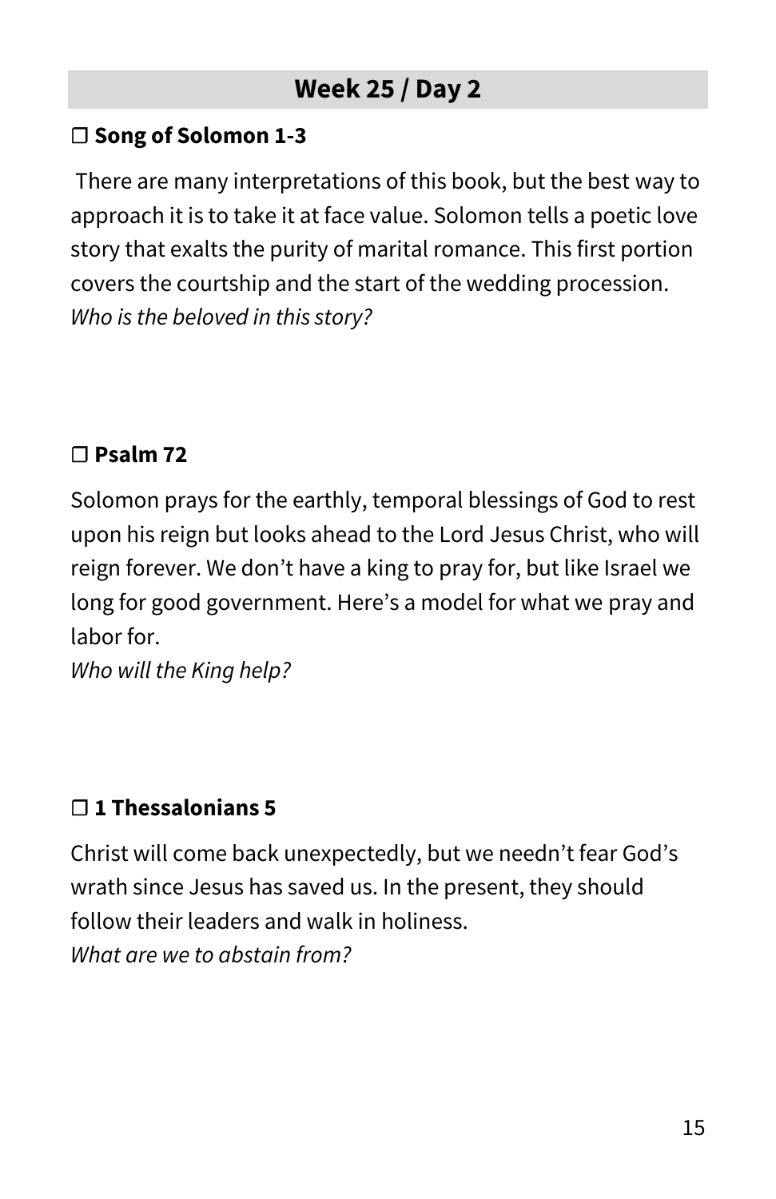## Week 25 / Day 2

**❐ Song of Solomon 1-3**

There are many interpretations of this book, but the best way to approach it is to take it at face value. Solomon tells a poetic love story that exalts the purity of marital romance. This first portion covers the courtship and the start of the wedding procession.
*Who is the beloved in this story?*

**❐ Psalm 72**

Solomon prays for the earthly, temporal blessings of God to rest upon his reign but looks ahead to the Lord Jesus Christ, who will reign forever. We don't have a king to pray for, but like Israel we long for good government. Here's a model for what we pray and labor for.
*Who will the King help?*

**❐ 1 Thessalonians 5**

Christ will come back unexpectedly, but we needn't fear God's wrath since Jesus has saved us. In the present, they should follow their leaders and walk in holiness.
*What are we to abstain from?*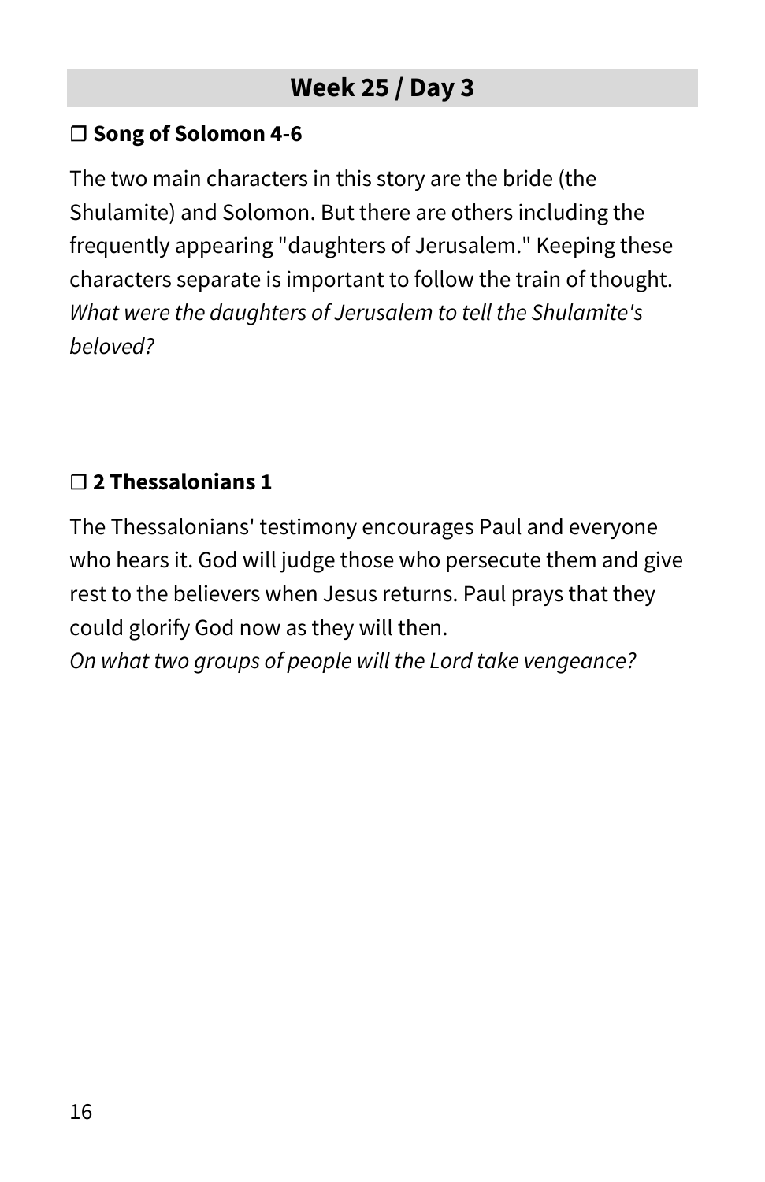## Week 25 / Day 3

### ❒ Song of Solomon 4-6

The two main characters in this story are the bride (the Shulamite) and Solomon. But there are others including the frequently appearing "daughters of Jerusalem." Keeping these characters separate is important to follow the train of thought. *What were the daughters of Jerusalem to tell the Shulamite's beloved?*

### ❒ 2 Thessalonians 1

The Thessalonians' testimony encourages Paul and everyone who hears it. God will judge those who persecute them and give rest to the believers when Jesus returns. Paul prays that they could glorify God now as they will then.
*On what two groups of people will the Lord take vengeance?*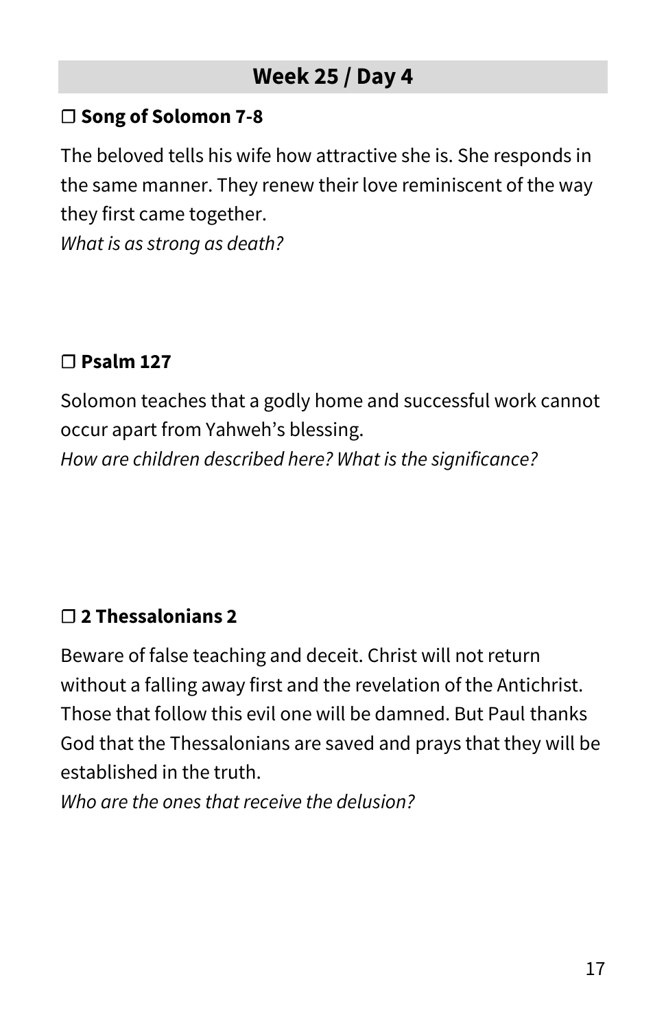## Week 25 / Day 4

**❒ Song of Solomon 7-8**

The beloved tells his wife how attractive she is. She responds in the same manner. They renew their love reminiscent of the way they first came together.
*What is as strong as death?*

**❒ Psalm 127**

Solomon teaches that a godly home and successful work cannot occur apart from Yahweh's blessing.
*How are children described here? What is the significance?*

**❒ 2 Thessalonians 2**

Beware of false teaching and deceit. Christ will not return without a falling away first and the revelation of the Antichrist. Those that follow this evil one will be damned. But Paul thanks God that the Thessalonians are saved and prays that they will be established in the truth.
*Who are the ones that receive the delusion?*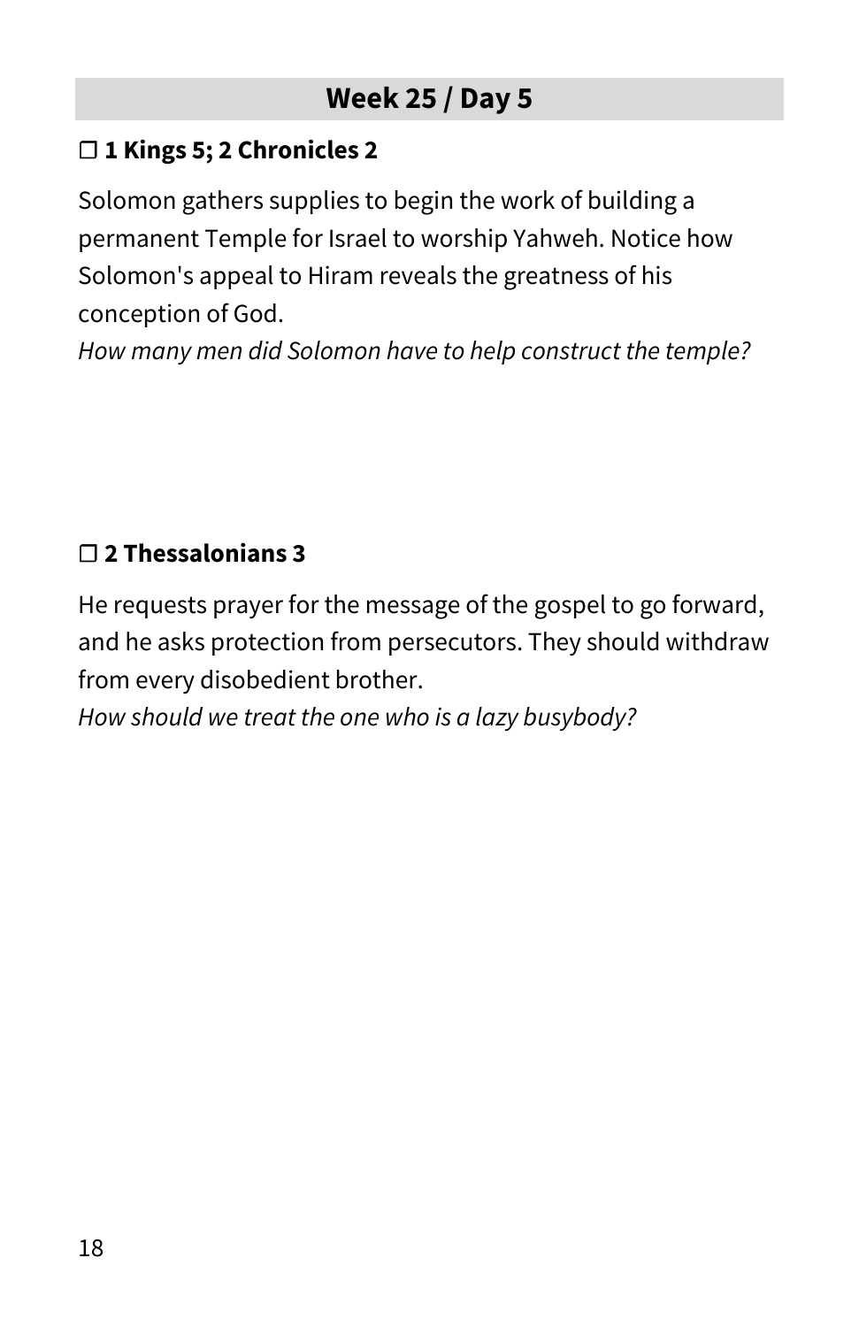## Week 25 / Day 5

☐ **1 Kings 5; 2 Chronicles 2**

Solomon gathers supplies to begin the work of building a permanent Temple for Israel to worship Yahweh. Notice how Solomon's appeal to Hiram reveals the greatness of his conception of God.
*How many men did Solomon have to help construct the temple?*

☐ **2 Thessalonians 3**

He requests prayer for the message of the gospel to go forward, and he asks protection from persecutors. They should withdraw from every disobedient brother.
*How should we treat the one who is a lazy busybody?*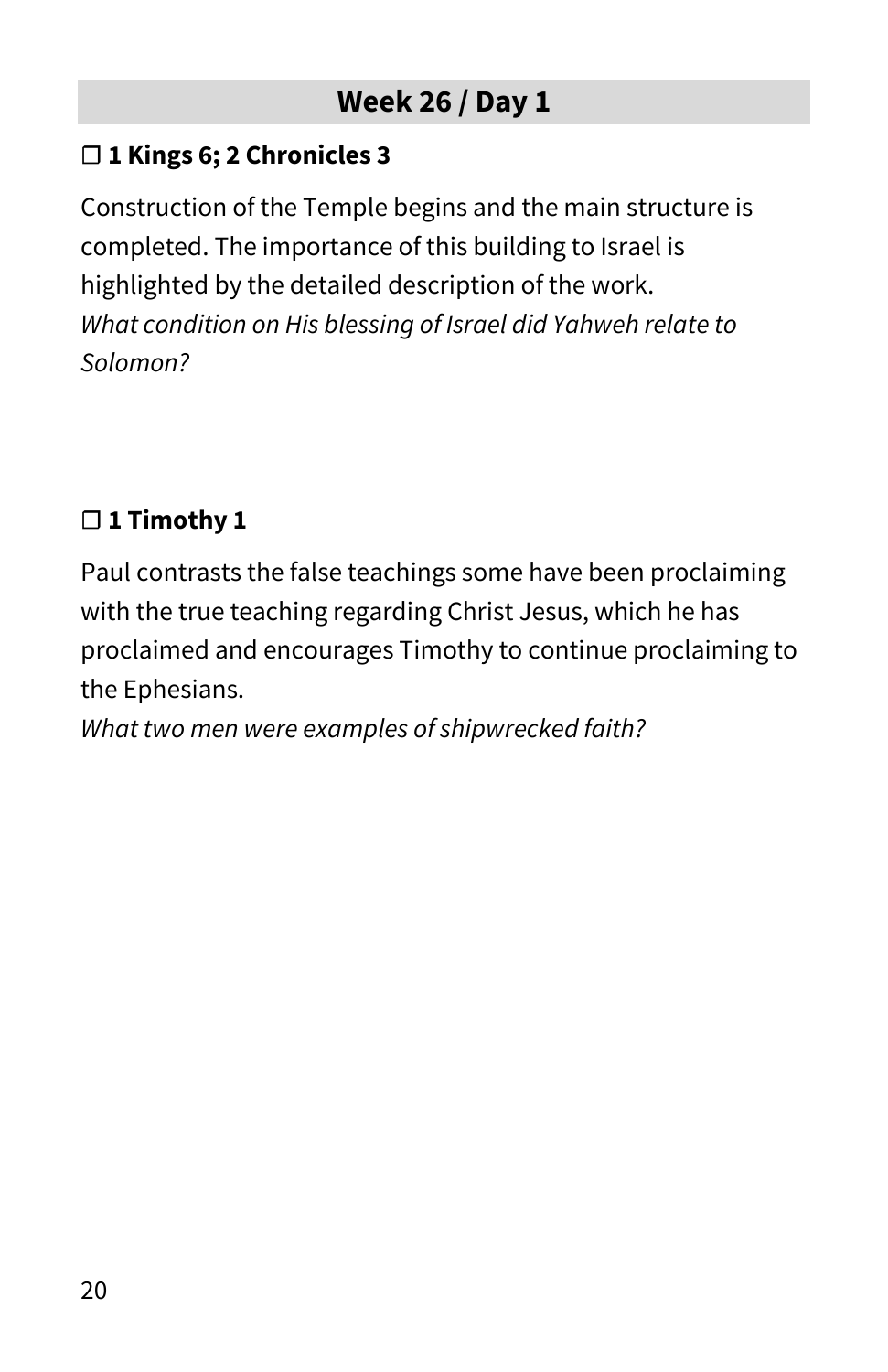## Week 26 / Day 1

### ❐ 1 Kings 6; 2 Chronicles 3

Construction of the Temple begins and the main structure is completed. The importance of this building to Israel is highlighted by the detailed description of the work.
*What condition on His blessing of Israel did Yahweh relate to Solomon?*

### ❐ 1 Timothy 1

Paul contrasts the false teachings some have been proclaiming with the true teaching regarding Christ Jesus, which he has proclaimed and encourages Timothy to continue proclaiming to the Ephesians.
*What two men were examples of shipwrecked faith?*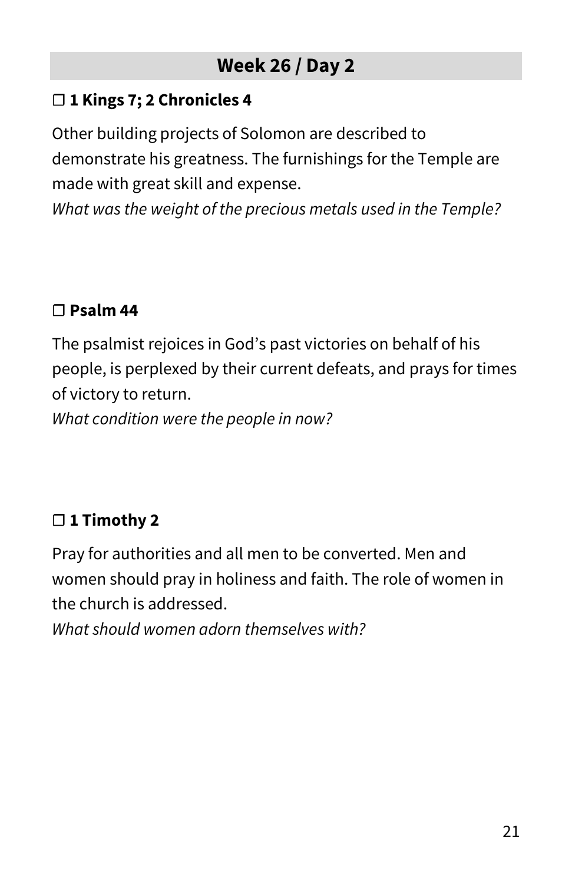## Week 26 / Day 2

**❐ 1 Kings 7; 2 Chronicles 4**

Other building projects of Solomon are described to demonstrate his greatness. The furnishings for the Temple are made with great skill and expense.
*What was the weight of the precious metals used in the Temple?*

**❐ Psalm 44**

The psalmist rejoices in God's past victories on behalf of his people, is perplexed by their current defeats, and prays for times of victory to return.
*What condition were the people in now?*

**❐ 1 Timothy 2**

Pray for authorities and all men to be converted. Men and women should pray in holiness and faith. The role of women in the church is addressed.
*What should women adorn themselves with?*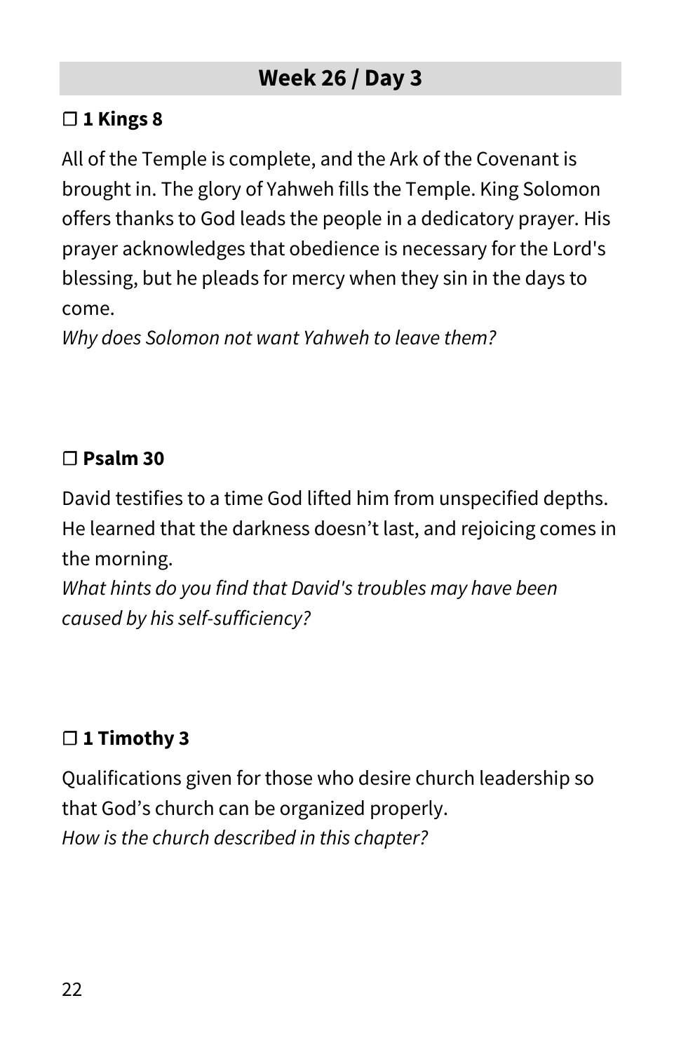## Week 26 / Day 3

### ☐ 1 Kings 8

All of the Temple is complete, and the Ark of the Covenant is brought in. The glory of Yahweh fills the Temple. King Solomon offers thanks to God leads the people in a dedicatory prayer. His prayer acknowledges that obedience is necessary for the Lord's blessing, but he pleads for mercy when they sin in the days to come.
*Why does Solomon not want Yahweh to leave them?*

### ☐ Psalm 30

David testifies to a time God lifted him from unspecified depths. He learned that the darkness doesn’t last, and rejoicing comes in the morning.
*What hints do you find that David's troubles may have been caused by his self-sufficiency?*

### ☐ 1 Timothy 3

Qualifications given for those who desire church leadership so that God’s church can be organized properly.
*How is the church described in this chapter?*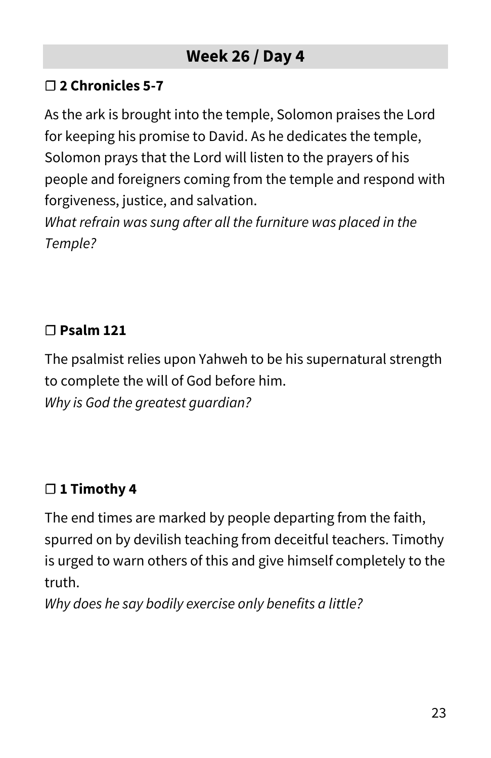## Week 26 / Day 4

### ❐ 2 Chronicles 5-7

As the ark is brought into the temple, Solomon praises the Lord for keeping his promise to David. As he dedicates the temple, Solomon prays that the Lord will listen to the prayers of his people and foreigners coming from the temple and respond with forgiveness, justice, and salvation.
*What refrain was sung after all the furniture was placed in the Temple?*

### ❐ Psalm 121

The psalmist relies upon Yahweh to be his supernatural strength to complete the will of God before him.
*Why is God the greatest guardian?*

### ❐ 1 Timothy 4

The end times are marked by people departing from the faith, spurred on by devilish teaching from deceitful teachers. Timothy is urged to warn others of this and give himself completely to the truth.
*Why does he say bodily exercise only benefits a little?*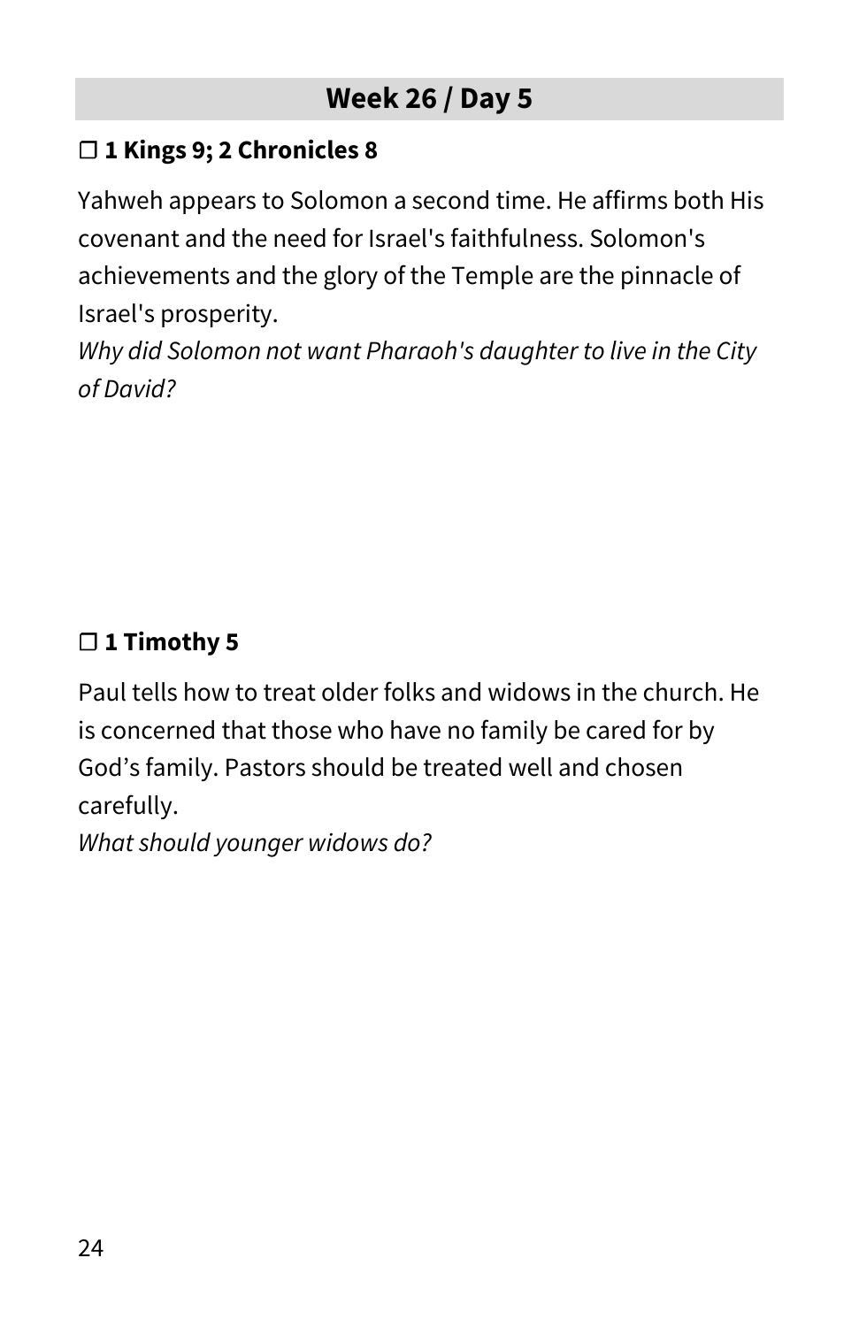## Week 26 / Day 5

### ☐ 1 Kings 9; 2 Chronicles 8

Yahweh appears to Solomon a second time. He affirms both His covenant and the need for Israel's faithfulness. Solomon's achievements and the glory of the Temple are the pinnacle of Israel's prosperity.

*Why did Solomon not want Pharaoh's daughter to live in the City of David?*

### ☐ 1 Timothy 5

Paul tells how to treat older folks and widows in the church. He is concerned that those who have no family be cared for by God's family. Pastors should be treated well and chosen carefully.

*What should younger widows do?*